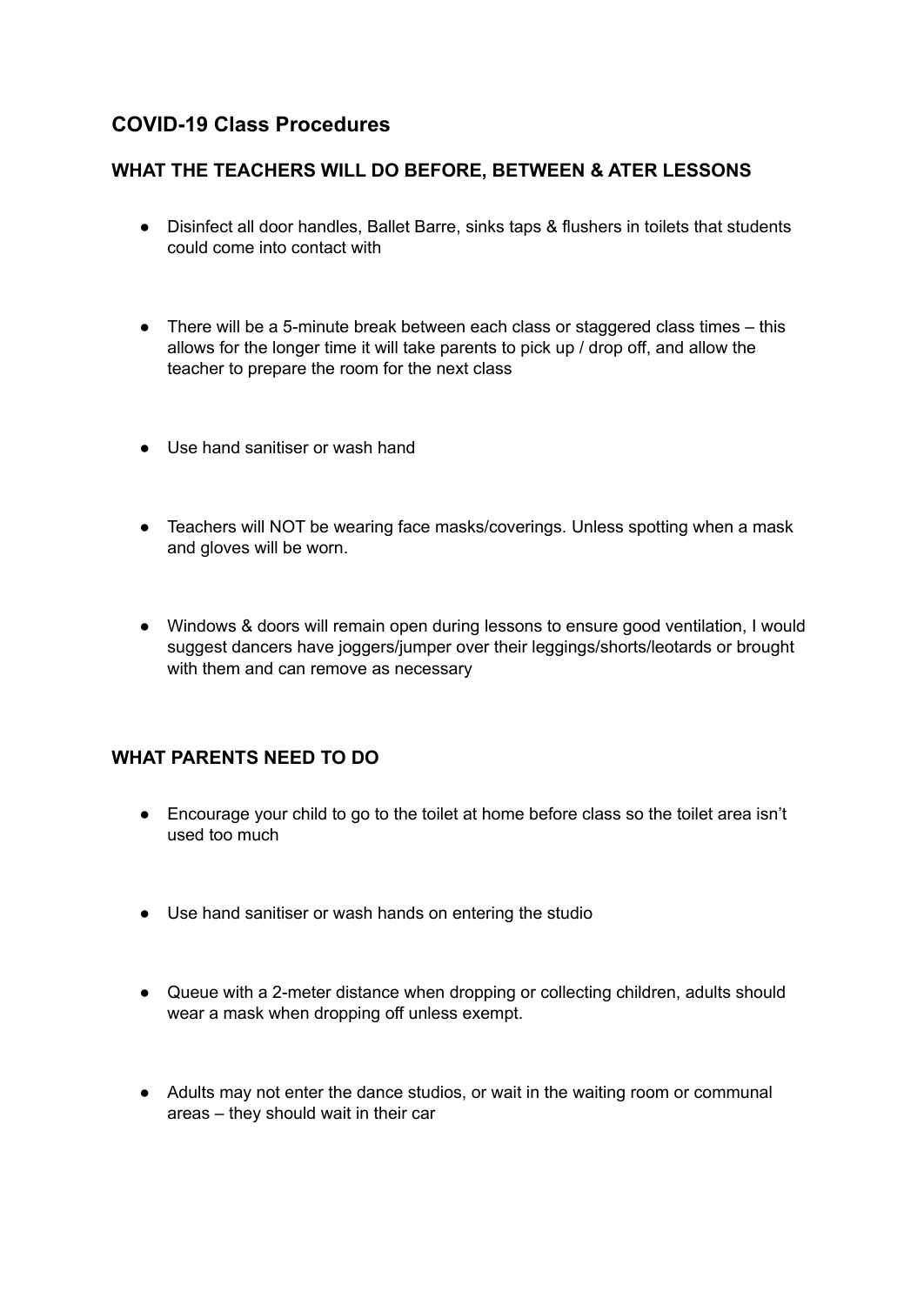## COVID-19 Class Procedures

### WHAT THE TEACHERS WILL DO BEFORE, BETWEEN & ATER LESSONS

- Disinfect all door handles, Ballet Barre, sinks taps & flushers in toilets that students could come into contact with

- There will be a 5-minute break between each class or staggered class times – this allows for the longer time it will take parents to pick up / drop off, and allow the teacher to prepare the room for the next class

- Use hand sanitiser or wash hand

- Teachers will NOT be wearing face masks/coverings. Unless spotting when a mask and gloves will be worn.

- Windows & doors will remain open during lessons to ensure good ventilation, I would suggest dancers have joggers/jumper over their leggings/shorts/leotards or brought with them and can remove as necessary

### WHAT PARENTS NEED TO DO

- Encourage your child to go to the toilet at home before class so the toilet area isn't used too much

- Use hand sanitiser or wash hands on entering the studio

- Queue with a 2-meter distance when dropping or collecting children, adults should wear a mask when dropping off unless exempt.

- Adults may not enter the dance studios, or wait in the waiting room or communal areas – they should wait in their car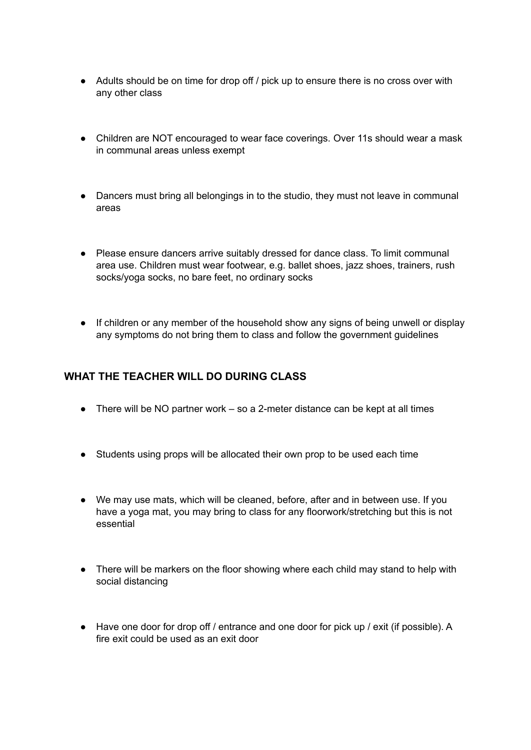- Adults should be on time for drop off / pick up to ensure there is no cross over with any other class

- Children are NOT encouraged to wear face coverings. Over 11s should wear a mask in communal areas unless exempt

- Dancers must bring all belongings in to the studio, they must not leave in communal areas

- Please ensure dancers arrive suitably dressed for dance class. To limit communal area use. Children must wear footwear, e.g. ballet shoes, jazz shoes, trainers, rush socks/yoga socks, no bare feet, no ordinary socks

- If children or any member of the household show any signs of being unwell or display any symptoms do not bring them to class and follow the government guidelines

## WHAT THE TEACHER WILL DO DURING CLASS

- There will be NO partner work – so a 2-meter distance can be kept at all times

- Students using props will be allocated their own prop to be used each time

- We may use mats, which will be cleaned, before, after and in between use. If you have a yoga mat, you may bring to class for any floorwork/stretching but this is not essential

- There will be markers on the floor showing where each child may stand to help with social distancing

- Have one door for drop off / entrance and one door for pick up / exit (if possible). A fire exit could be used as an exit door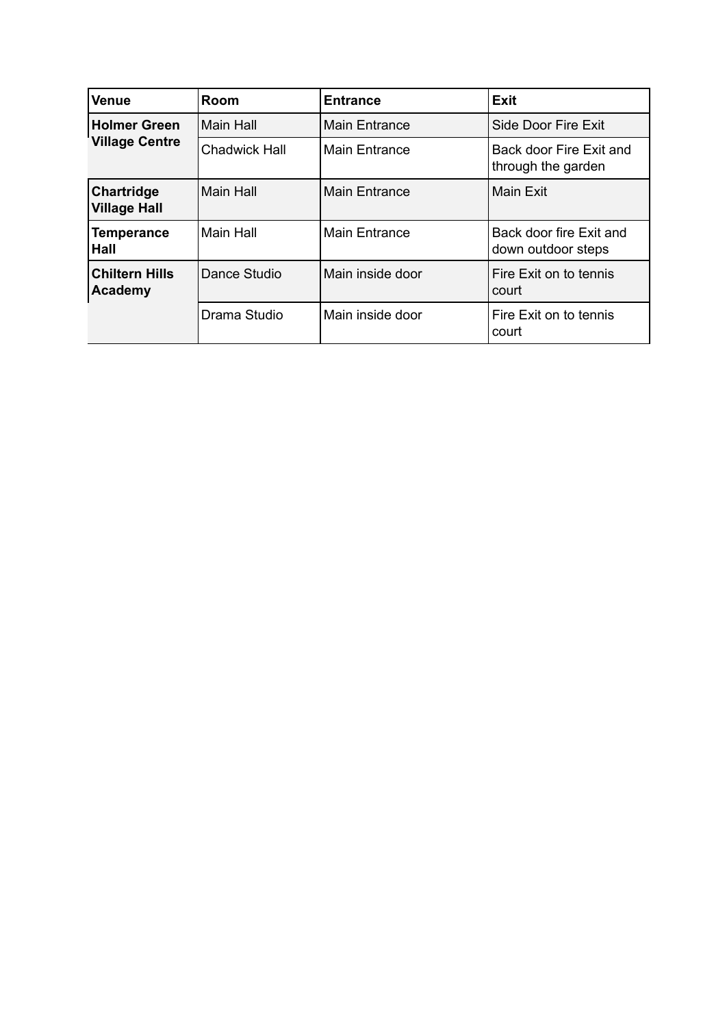| Venue | Room | Entrance | Exit |
|---|---|---|---|
| **Holmer Green Village Centre** | Main Hall | Main Entrance | Side Door Fire Exit |
| | Chadwick Hall | Main Entrance | Back door Fire Exit and through the garden |
| **Chartridge Village Hall** | Main Hall | Main Entrance | Main Exit |
| **Temperance Hall** | Main Hall | Main Entrance | Back door fire Exit and down outdoor steps |
| **Chiltern Hills Academy** | Dance Studio | Main inside door | Fire Exit on to tennis court |
| | Drama Studio | Main inside door | Fire Exit on to tennis court |